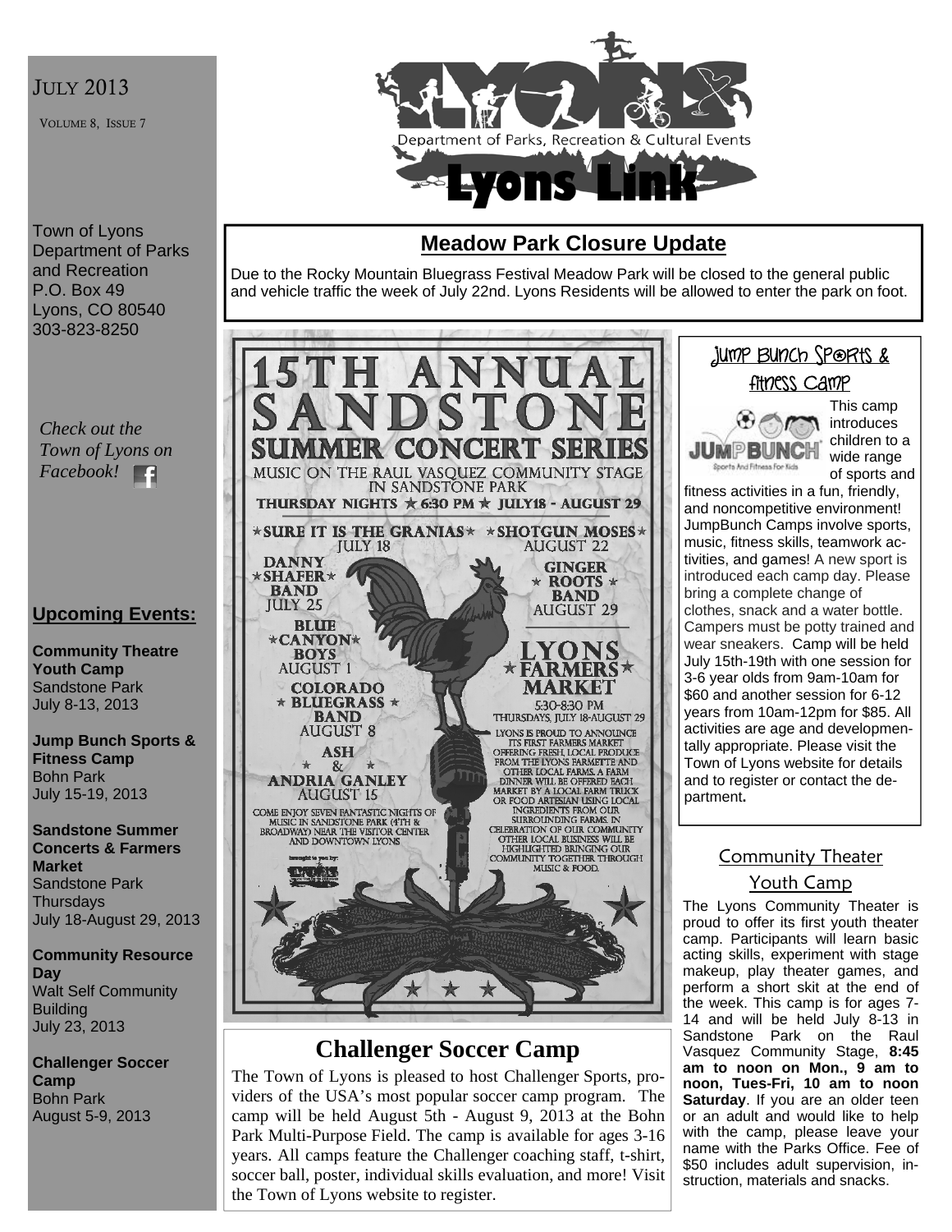JULY 2013

VOLUME 8, ISSUE 7

Department of Parks, Recreation & Cultural Events

# Lyons Link

Town of Lyons
Department of Parks and Recreation
P.O. Box 49
Lyons, CO 80540
303-823-8250

*Check out the Town of Lyons on Facebook!*

## Upcoming Events:

**Community Theatre Youth Camp**
Sandstone Park
July 8-13, 2013

**Jump Bunch Sports & Fitness Camp**
Bohn Park
July 15-19, 2013

**Sandstone Summer Concerts & Farmers Market**
Sandstone Park
Thursdays
July 18-August 29, 2013

**Community Resource Day**
Walt Self Community Building
July 23, 2013

**Challenger Soccer Camp**
Bohn Park
August 5-9, 2013

## Meadow Park Closure Update

Due to the Rocky Mountain Bluegrass Festival Meadow Park will be closed to the general public and vehicle traffic the week of July 22nd. Lyons Residents will be allowed to enter the park on foot.

## 15TH ANNUAL SANDSTONE SUMMER CONCERT SERIES

MUSIC ON THE RAUL VASQUEZ COMMUNITY STAGE IN SANDSTONE PARK

THURSDAY NIGHTS ★ 6:30 PM ★ JULY 18 - AUGUST 29

- ★SURE IT IS THE GRANIAS★ JULY 18
- DANNY ★SHAFER★ BAND JULY 25
- BLUE ★CANYON★ BOYS AUGUST 1
- COLORADO ★ BLUEGRASS ★ BAND AUGUST 8
- ASH & ANDRIA GANLEY AUGUST 15
- ★SHOTGUN MOSES★ AUGUST 22
- GINGER ★ ROOTS ★ BAND AUGUST 29

COME ENJOY SEVEN FANTASTIC NIGHTS OF MUSIC IN SANDSTONE PARK (4TH & BROADWAY) NEAR THE VISITOR CENTER AND DOWNTOWN LYONS

### LYONS ★FARMERS★ MARKET

5:30-8:30 PM
THURSDAYS, JULY 18-AUGUST 29

LYONS IS PROUD TO ANNOUNCE ITS FIRST FARMERS MARKET OFFERING FRESH, LOCAL PRODUCE FROM THE LYONS FARMETTE AND OTHER LOCAL FARMS. A FARM DINNER WILL BE OFFERED EACH MARKET BY A LOCAL FARM TRUCK OR FOOD ARTESIAN USING LOCAL INGREDIENTS FROM OUR SURROUNDING FARMS. IN CELEBRATION OF OUR COMMUNITY OTHER LOCAL BUSINESS WILL BE HIGHLIGHTED BRINGING OUR COMMUNITY TOGETHER THROUGH MUSIC & FOOD.

brought to you by: LYONS

## Jump Bunch Sports & Fitness Camp

JUMPBUNCH Sports And Fitness For Kids

This camp introduces children to a wide range of sports and fitness activities in a fun, friendly, and noncompetitive environment! JumpBunch Camps involve sports, music, fitness skills, teamwork activities, and games! A new sport is introduced each camp day. Please bring a complete change of clothes, snack and a water bottle. Campers must be potty trained and wear sneakers. Camp will be held July 15th-19th with one session for 3-6 year olds from 9am-10am for $60 and another session for 6-12 years from 10am-12pm for $85. All activities are age and developmentally appropriate. Please visit the Town of Lyons website for details and to register or contact the department**.**

## Challenger Soccer Camp

The Town of Lyons is pleased to host Challenger Sports, providers of the USA's most popular soccer camp program. The camp will be held August 5th - August 9, 2013 at the Bohn Park Multi-Purpose Field. The camp is available for ages 3-16 years. All camps feature the Challenger coaching staff, t-shirt, soccer ball, poster, individual skills evaluation, and more! Visit the Town of Lyons website to register.

## Community Theater Youth Camp

The Lyons Community Theater is proud to offer its first youth theater camp. Participants will learn basic acting skills, experiment with stage makeup, play theater games, and perform a short skit at the end of the week. This camp is for ages 7-14 and will be held July 8-13 in Sandstone Park on the Raul Vasquez Community Stage, **8:45 am to noon on Mon., 9 am to noon, Tues-Fri, 10 am to noon Saturday**. If you are an older teen or an adult and would like to help with the camp, please leave your name with the Parks Office. Fee of $50 includes adult supervision, instruction, materials and snacks.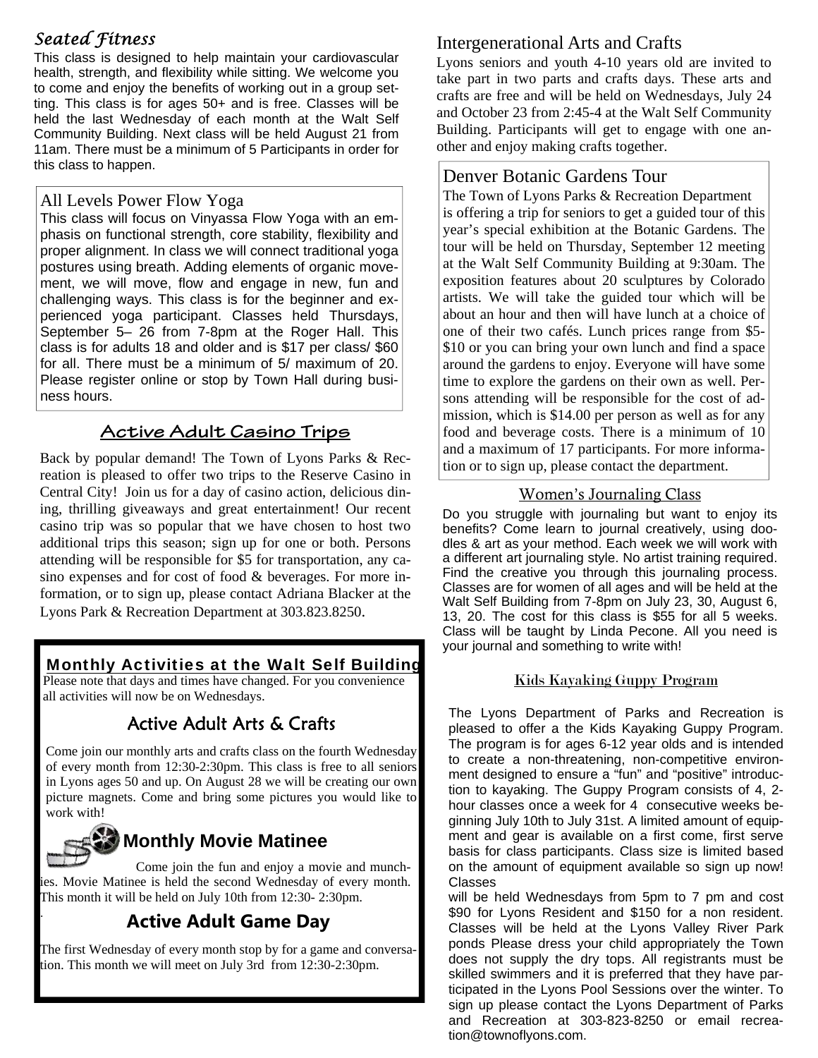## *Seated Fitness*

This class is designed to help maintain your cardiovascular health, strength, and flexibility while sitting. We welcome you to come and enjoy the benefits of working out in a group setting. This class is for ages 50+ and is free. Classes will be held the last Wednesday of each month at the Walt Self Community Building. Next class will be held August 21 from 11am. There must be a minimum of 5 Participants in order for this class to happen.

## All Levels Power Flow Yoga

This class will focus on Vinyassa Flow Yoga with an emphasis on functional strength, core stability, flexibility and proper alignment. In class we will connect traditional yoga postures using breath. Adding elements of organic movement, we will move, flow and engage in new, fun and challenging ways. This class is for the beginner and experienced yoga participant. Classes held Thursdays, September 5– 26 from 7-8pm at the Roger Hall. This class is for adults 18 and older and is $17 per class/ $60 for all. There must be a minimum of 5/ maximum of 20. Please register online or stop by Town Hall during business hours.

## Active Adult Casino Trips

Back by popular demand! The Town of Lyons Parks & Recreation is pleased to offer two trips to the Reserve Casino in Central City! Join us for a day of casino action, delicious dining, thrilling giveaways and great entertainment! Our recent casino trip was so popular that we have chosen to host two additional trips this season; sign up for one or both. Persons attending will be responsible for $5 for transportation, any casino expenses and for cost of food & beverages. For more information, or to sign up, please contact Adriana Blacker at the Lyons Park & Recreation Department at 303.823.8250.

## Monthly Activities at the Walt Self Building

Please note that days and times have changed. For you convenience all activities will now be on Wednesdays.

### Active Adult Arts & Crafts

Come join our monthly arts and crafts class on the fourth Wednesday of every month from 12:30-2:30pm. This class is free to all seniors in Lyons ages 50 and up. On August 28 we will be creating our own picture magnets. Come and bring some pictures you would like to work with!

### Monthly Movie Matinee

Come join the fun and enjoy a movie and munchies. Movie Matinee is held the second Wednesday of every month. This month it will be held on July 10th from 12:30- 2:30pm.

### Active Adult Game Day

The first Wednesday of every month stop by for a game and conversation. This month we will meet on July 3rd from 12:30-2:30pm.

## Intergenerational Arts and Crafts

Lyons seniors and youth 4-10 years old are invited to take part in two parts and crafts days. These arts and crafts are free and will be held on Wednesdays, July 24 and October 23 from 2:45-4 at the Walt Self Community Building. Participants will get to engage with one another and enjoy making crafts together.

## Denver Botanic Gardens Tour

The Town of Lyons Parks & Recreation Department is offering a trip for seniors to get a guided tour of this year's special exhibition at the Botanic Gardens. The tour will be held on Thursday, September 12 meeting at the Walt Self Community Building at 9:30am. The exposition features about 20 sculptures by Colorado artists. We will take the guided tour which will be about an hour and then will have lunch at a choice of one of their two cafés. Lunch prices range from $5-$10 or you can bring your own lunch and find a space around the gardens to enjoy. Everyone will have some time to explore the gardens on their own as well. Persons attending will be responsible for the cost of admission, which is $14.00 per person as well as for any food and beverage costs. There is a minimum of 10 and a maximum of 17 participants. For more information or to sign up, please contact the department.

## Women's Journaling Class

Do you struggle with journaling but want to enjoy its benefits? Come learn to journal creatively, using doodles & art as your method. Each week we will work with a different art journaling style. No artist training required. Find the creative you through this journaling process. Classes are for women of all ages and will be held at the Walt Self Building from 7-8pm on July 23, 30, August 6, 13, 20. The cost for this class is $55 for all 5 weeks. Class will be taught by Linda Pecone. All you need is your journal and something to write with!

## Kids Kayaking Guppy Program

The Lyons Department of Parks and Recreation is pleased to offer a the Kids Kayaking Guppy Program. The program is for ages 6-12 year olds and is intended to create a non-threatening, non-competitive environment designed to ensure a "fun" and "positive" introduction to kayaking. The Guppy Program consists of 4, 2-hour classes once a week for 4 consecutive weeks beginning July 10th to July 31st. A limited amount of equipment and gear is available on a first come, first serve basis for class participants. Class size is limited based on the amount of equipment available so sign up now! Classes

will be held Wednesdays from 5pm to 7 pm and cost $90 for Lyons Resident and $150 for a non resident. Classes will be held at the Lyons Valley River Park ponds Please dress your child appropriately the Town does not supply the dry tops. All registrants must be skilled swimmers and it is preferred that they have participated in the Lyons Pool Sessions over the winter. To sign up please contact the Lyons Department of Parks and Recreation at 303-823-8250 or email recreation@townoflyons.com.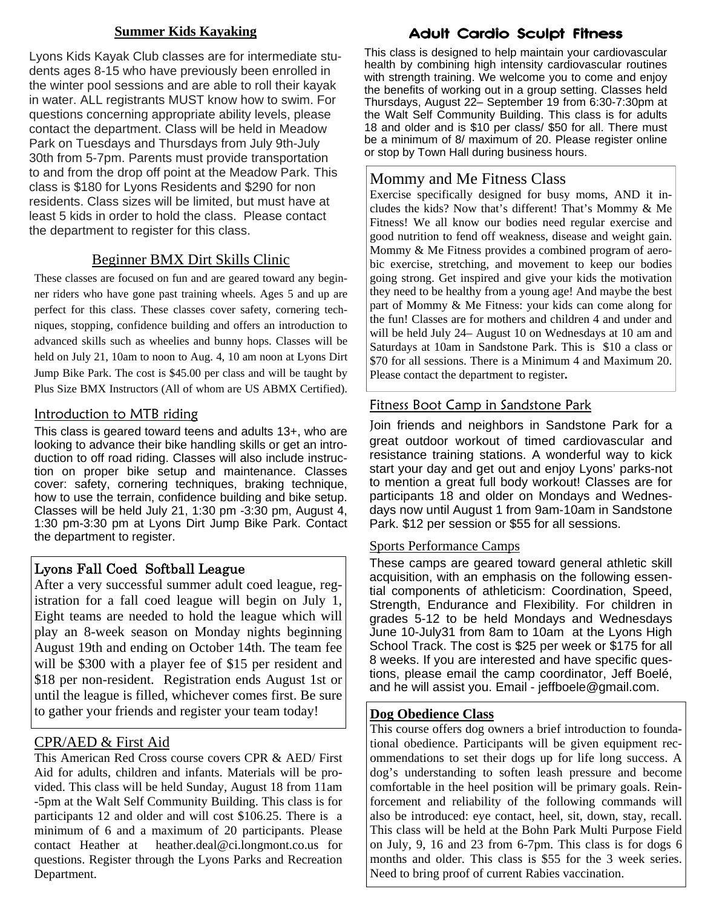## Summer Kids Kayaking

Lyons Kids Kayak Club classes are for intermediate students ages 8-15 who have previously been enrolled in the winter pool sessions and are able to roll their kayak in water. ALL registrants MUST know how to swim. For questions concerning appropriate ability levels, please contact the department. Class will be held in Meadow Park on Tuesdays and Thursdays from July 9th-July 30th from 5-7pm. Parents must provide transportation to and from the drop off point at the Meadow Park. This class is $180 for Lyons Residents and $290 for non residents. Class sizes will be limited, but must have at least 5 kids in order to hold the class. Please contact the department to register for this class.

## Beginner BMX Dirt Skills Clinic

These classes are focused on fun and are geared toward any beginner riders who have gone past training wheels. Ages 5 and up are perfect for this class. These classes cover safety, cornering techniques, stopping, confidence building and offers an introduction to advanced skills such as wheelies and bunny hops. Classes will be held on July 21, 10am to noon to Aug. 4, 10 am noon at Lyons Dirt Jump Bike Park. The cost is $45.00 per class and will be taught by Plus Size BMX Instructors (All of whom are US ABMX Certified).

## Introduction to MTB riding

This class is geared toward teens and adults 13+, who are looking to advance their bike handling skills or get an introduction to off road riding. Classes will also include instruction on proper bike setup and maintenance. Classes cover: safety, cornering techniques, braking technique, how to use the terrain, confidence building and bike setup. Classes will be held July 21, 1:30 pm -3:30 pm, August 4, 1:30 pm-3:30 pm at Lyons Dirt Jump Bike Park. Contact the department to register.

## Lyons Fall Coed Softball League

After a very successful summer adult coed league, registration for a fall coed league will begin on July 1, Eight teams are needed to hold the league which will play an 8-week season on Monday nights beginning August 19th and ending on October 14th. The team fee will be $300 with a player fee of $15 per resident and $18 per non-resident. Registration ends August 1st or until the league is filled, whichever comes first. Be sure to gather your friends and register your team today!

## CPR/AED & First Aid

This American Red Cross course covers CPR & AED/ First Aid for adults, children and infants. Materials will be provided. This class will be held Sunday, August 18 from 11am -5pm at the Walt Self Community Building. This class is for participants 12 and older and will cost $106.25. There is a minimum of 6 and a maximum of 20 participants. Please contact Heather at heather.deal@ci.longmont.co.us for questions. Register through the Lyons Parks and Recreation Department.

## Adult Cardio Sculpt Fitness

This class is designed to help maintain your cardiovascular health by combining high intensity cardiovascular routines with strength training. We welcome you to come and enjoy the benefits of working out in a group setting. Classes held Thursdays, August 22– September 19 from 6:30-7:30pm at the Walt Self Community Building. This class is for adults 18 and older and is $10 per class/ $50 for all. There must be a minimum of 8/ maximum of 20. Please register online or stop by Town Hall during business hours.

## Mommy and Me Fitness Class

Exercise specifically designed for busy moms, AND it includes the kids? Now that's different! That's Mommy & Me Fitness! We all know our bodies need regular exercise and good nutrition to fend off weakness, disease and weight gain. Mommy & Me Fitness provides a combined program of aerobic exercise, stretching, and movement to keep our bodies going strong. Get inspired and give your kids the motivation they need to be healthy from a young age! And maybe the best part of Mommy & Me Fitness: your kids can come along for the fun! Classes are for mothers and children 4 and under and will be held July 24– August 10 on Wednesdays at 10 am and Saturdays at 10am in Sandstone Park. This is $10 a class or $70 for all sessions. There is a Minimum 4 and Maximum 20. Please contact the department to register**.**

## Fitness Boot Camp in Sandstone Park

Join friends and neighbors in Sandstone Park for a great outdoor workout of timed cardiovascular and resistance training stations. A wonderful way to kick start your day and get out and enjoy Lyons' parks-not to mention a great full body workout! Classes are for participants 18 and older on Mondays and Wednesdays now until August 1 from 9am-10am in Sandstone Park. $12 per session or $55 for all sessions.

## Sports Performance Camps

These camps are geared toward general athletic skill acquisition, with an emphasis on the following essential components of athleticism: Coordination, Speed, Strength, Endurance and Flexibility. For children in grades 5-12 to be held Mondays and Wednesdays June 10-July31 from 8am to 10am at the Lyons High School Track. The cost is $25 per week or $175 for all 8 weeks. If you are interested and have specific questions, please email the camp coordinator, Jeff Boelé, and he will assist you. Email - jeffboele@gmail.com.

## Dog Obedience Class

This course offers dog owners a brief introduction to foundational obedience. Participants will be given equipment recommendations to set their dogs up for life long success. A dog's understanding to soften leash pressure and become comfortable in the heel position will be primary goals. Reinforcement and reliability of the following commands will also be introduced: eye contact, heel, sit, down, stay, recall. This class will be held at the Bohn Park Multi Purpose Field on July, 9, 16 and 23 from 6-7pm. This class is for dogs 6 months and older. This class is $55 for the 3 week series. Need to bring proof of current Rabies vaccination.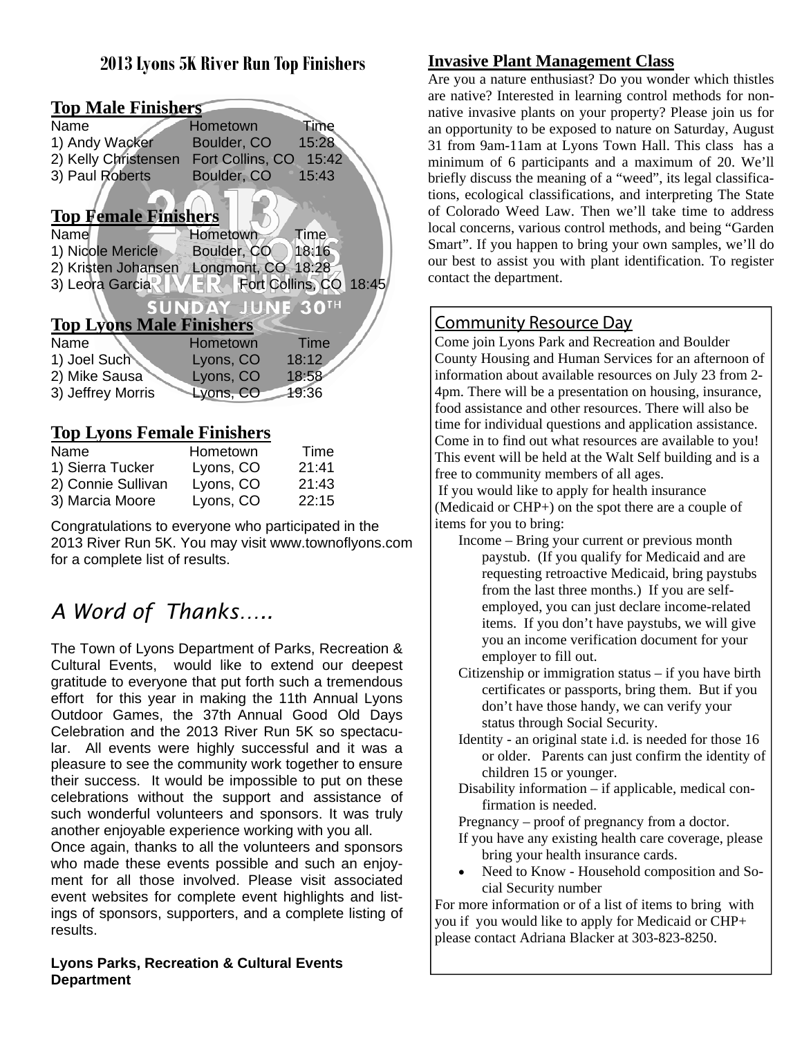## 2013 Lyons 5K River Run Top Finishers

### Top Male Finishers

| Name | Hometown | Time |
|---|---|---|
| 1) Andy Wacker | Boulder, CO | 15:28 |
| 2) Kelly Christensen | Fort Collins, CO | 15:42 |
| 3) Paul Roberts | Boulder, CO | 15:43 |

### Top Female Finishers

| Name | Hometown | Time |
|---|---|---|
| 1) Nicole Mericle | Boulder, CO | 18:16 |
| 2) Kristen Johansen | Longmont, CO | 18:28 |
| 3) Leora Garcia | Fort Collins, CO | 18:45 |

### Top Lyons Male Finishers

| Name | Hometown | Time |
|---|---|---|
| 1) Joel Such | Lyons, CO | 18:12 |
| 2) Mike Sausa | Lyons, CO | 18:58 |
| 3) Jeffrey Morris | Lyons, CO | 19:36 |

### Top Lyons Female Finishers

| Name | Hometown | Time |
|---|---|---|
| 1) Sierra Tucker | Lyons, CO | 21:41 |
| 2) Connie Sullivan | Lyons, CO | 21:43 |
| 3) Marcia Moore | Lyons, CO | 22:15 |

Congratulations to everyone who participated in the 2013 River Run 5K. You may visit www.townoflyons.com for a complete list of results.

## *A Word of Thanks…..*

The Town of Lyons Department of Parks, Recreation & Cultural Events, would like to extend our deepest gratitude to everyone that put forth such a tremendous effort for this year in making the 11th Annual Lyons Outdoor Games, the 37th Annual Good Old Days Celebration and the 2013 River Run 5K so spectacular. All events were highly successful and it was a pleasure to see the community work together to ensure their success. It would be impossible to put on these celebrations without the support and assistance of such wonderful volunteers and sponsors. It was truly another enjoyable experience working with you all.
Once again, thanks to all the volunteers and sponsors who made these events possible and such an enjoyment for all those involved. Please visit associated event websites for complete event highlights and listings of sponsors, supporters, and a complete listing of results.

**Lyons Parks, Recreation & Cultural Events Department**

## Invasive Plant Management Class

Are you a nature enthusiast? Do you wonder which thistles are native? Interested in learning control methods for non-native invasive plants on your property? Please join us for an opportunity to be exposed to nature on Saturday, August 31 from 9am-11am at Lyons Town Hall. This class has a minimum of 6 participants and a maximum of 20. We'll briefly discuss the meaning of a "weed", its legal classifications, ecological classifications, and interpreting The State of Colorado Weed Law. Then we'll take time to address local concerns, various control methods, and being "Garden Smart". If you happen to bring your own samples, we'll do our best to assist you with plant identification. To register contact the department.

## Community Resource Day

Come join Lyons Park and Recreation and Boulder County Housing and Human Services for an afternoon of information about available resources on July 23 from 2-4pm. There will be a presentation on housing, insurance, food assistance and other resources. There will also be time for individual questions and application assistance. Come in to find out what resources are available to you! This event will be held at the Walt Self building and is a free to community members of all ages.

If you would like to apply for health insurance (Medicaid or CHP+) on the spot there are a couple of items for you to bring:

- Income – Bring your current or previous month paystub. (If you qualify for Medicaid and are requesting retroactive Medicaid, bring paystubs from the last three months.) If you are self-employed, you can just declare income-related items. If you don't have paystubs, we will give you an income verification document for your employer to fill out.
- Citizenship or immigration status – if you have birth certificates or passports, bring them. But if you don't have those handy, we can verify your status through Social Security.
- Identity - an original state i.d. is needed for those 16 or older. Parents can just confirm the identity of children 15 or younger.
- Disability information – if applicable, medical confirmation is needed.
- Pregnancy – proof of pregnancy from a doctor.
- If you have any existing health care coverage, please bring your health insurance cards.
- Need to Know - Household composition and Social Security number

For more information or of a list of items to bring with you if you would like to apply for Medicaid or CHP+ please contact Adriana Blacker at 303-823-8250.